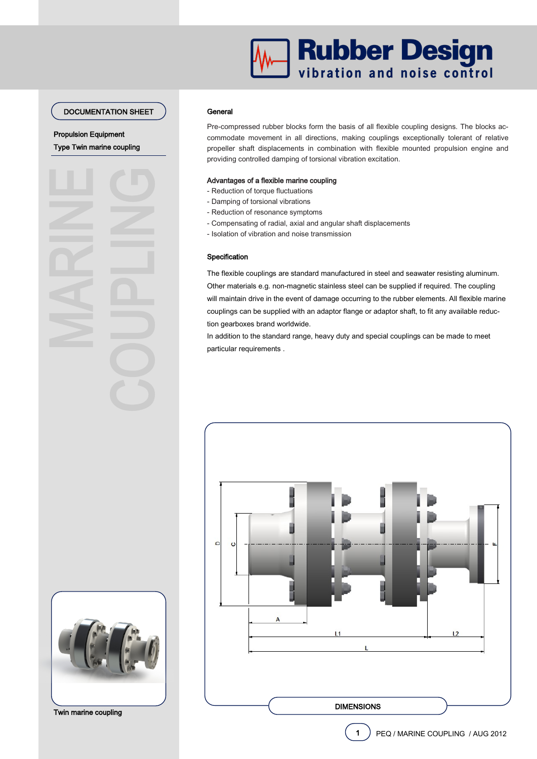Rubber Design
vibration and noise control

DOCUMENTATION SHEET

**Propulsion Equipment**
**Type Twin marine coupling**

MARINE COUPLING

## General

Pre-compressed rubber blocks form the basis of all flexible coupling designs. The blocks accommodate movement in all directions, making couplings exceptionally tolerant of relative propeller shaft displacements in combination with flexible mounted propulsion engine and providing controlled damping of torsional vibration excitation.

## Advantages of a flexible marine coupling

- Reduction of torque fluctuations
- Damping of torsional vibrations
- Reduction of resonance symptoms
- Compensating of radial, axial and angular shaft displacements
- Isolation of vibration and noise transmission

## Specification

The flexible couplings are standard manufactured in steel and seawater resisting aluminum. Other materials e.g. non-magnetic stainless steel can be supplied if required. The coupling will maintain drive in the event of damage occurring to the rubber elements. All flexible marine couplings can be supplied with an adaptor flange or adaptor shaft, to fit any available reduction gearboxes brand worldwide.

In addition to the standard range, heavy duty and special couplings can be made to meet particular requirements .

D C F A L1 L2 L

DIMENSIONS

Twin marine coupling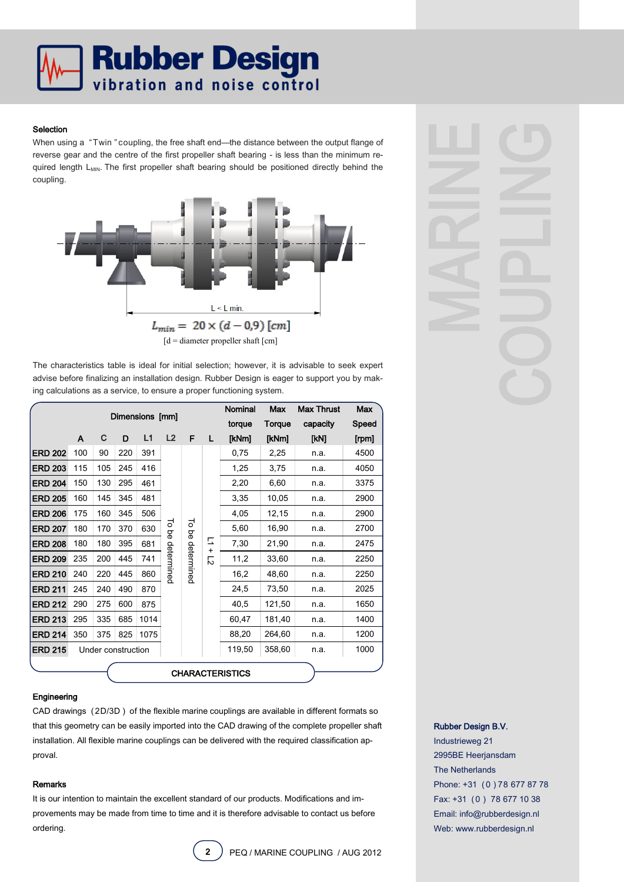### Selection

When using a "Twin" coupling, the free shaft end—the distance between the output flange of reverse gear and the centre of the first propeller shaft bearing - is less than the minimum required length $L_{MIN}$. The first propeller shaft bearing should be positioned directly behind the coupling.

L < L min.

$$L_{min} = 20 \times (d - 0{,}9)\ [cm]$$

[d = diameter propeller shaft [cm]]

The characteristics table is ideal for initial selection; however, it is advisable to seek expert advise before finalizing an installation design. Rubber Design is eager to support you by making calculations as a service, to ensure a proper functioning system.

| | Dimensions [mm] | | | | | | | Nominal torque | Max Torque | Max Thrust capacity | Max Speed |
|---|---|---|---|---|---|---|---|---|---|---|---|
| | A | C | D | L1 | L2 | F | L | [kNm] | [kNm] | [kN] | [rpm] |
| **ERD 202** | 100 | 90 | 220 | 391 | To be determined | To be determined | L1 + L2 | 0,75 | 2,25 | n.a. | 4500 |
| **ERD 203** | 115 | 105 | 245 | 416 | | | | 1,25 | 3,75 | n.a. | 4050 |
| **ERD 204** | 150 | 130 | 295 | 461 | | | | 2,20 | 6,60 | n.a. | 3375 |
| **ERD 205** | 160 | 145 | 345 | 481 | | | | 3,35 | 10,05 | n.a. | 2900 |
| **ERD 206** | 175 | 160 | 345 | 506 | | | | 4,05 | 12,15 | n.a. | 2900 |
| **ERD 207** | 180 | 170 | 370 | 630 | | | | 5,60 | 16,90 | n.a. | 2700 |
| **ERD 208** | 180 | 180 | 395 | 681 | | | | 7,30 | 21,90 | n.a. | 2475 |
| **ERD 209** | 235 | 200 | 445 | 741 | | | | 11,2 | 33,60 | n.a. | 2250 |
| **ERD 210** | 240 | 220 | 445 | 860 | | | | 16,2 | 48,60 | n.a. | 2250 |
| **ERD 211** | 245 | 240 | 490 | 870 | | | | 24,5 | 73,50 | n.a. | 2025 |
| **ERD 212** | 290 | 275 | 600 | 875 | | | | 40,5 | 121,50 | n.a. | 1650 |
| **ERD 213** | 295 | 335 | 685 | 1014 | | | | 60,47 | 181,40 | n.a. | 1400 |
| **ERD 214** | 350 | 375 | 825 | 1075 | | | | 88,20 | 264,60 | n.a. | 1200 |
| **ERD 215** | Under construction | | | | | | | 119,50 | 358,60 | n.a. | 1000 |

CHARACTERISTICS

### Engineering

CAD drawings (2D/3D) of the flexible marine couplings are available in different formats so that this geometry can be easily imported into the CAD drawing of the complete propeller shaft installation. All flexible marine couplings can be delivered with the required classification approval.

### Remarks

It is our intention to maintain the excellent standard of our products. Modifications and improvements may be made from time to time and it is therefore advisable to contact us before ordering.

**Rubber Design B.V.**
Industrieweg 21
2995BE Heerjansdam
The Netherlands
Phone: +31 (0) 78 677 87 78
Fax: +31 (0) 78 677 10 38
Email: info@rubberdesign.nl
Web: www.rubberdesign.nl